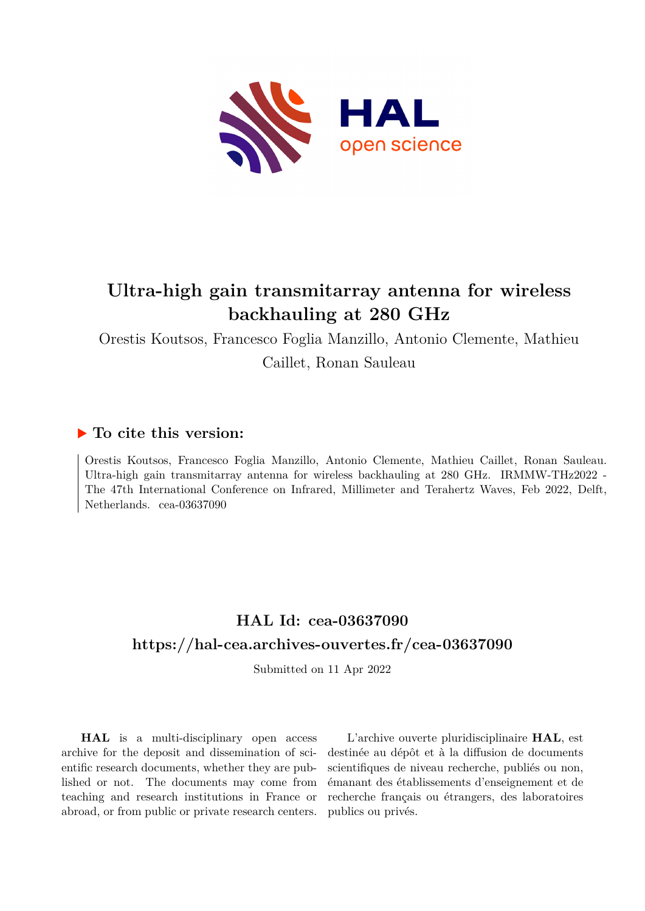# Ultra-high gain transmitarray antenna for wireless backhauling at 280 GHz

Orestis Koutsos, Francesco Foglia Manzillo, Antonio Clemente, Mathieu Caillet, Ronan Sauleau

## ▶ To cite this version:

Orestis Koutsos, Francesco Foglia Manzillo, Antonio Clemente, Mathieu Caillet, Ronan Sauleau. Ultra-high gain transmitarray antenna for wireless backhauling at 280 GHz. IRMMW-THz2022 - The 47th International Conference on Infrared, Millimeter and Terahertz Waves, Feb 2022, Delft, Netherlands. cea-03637090

## HAL Id: cea-03637090

## https://hal-cea.archives-ouvertes.fr/cea-03637090

Submitted on 11 Apr 2022

**HAL** is a multi-disciplinary open access archive for the deposit and dissemination of scientific research documents, whether they are published or not. The documents may come from teaching and research institutions in France or abroad, or from public or private research centers.

L'archive ouverte pluridisciplinaire **HAL**, est destinée au dépôt et à la diffusion de documents scientifiques de niveau recherche, publiés ou non, émanant des établissements d'enseignement et de recherche français ou étrangers, des laboratoires publics ou privés.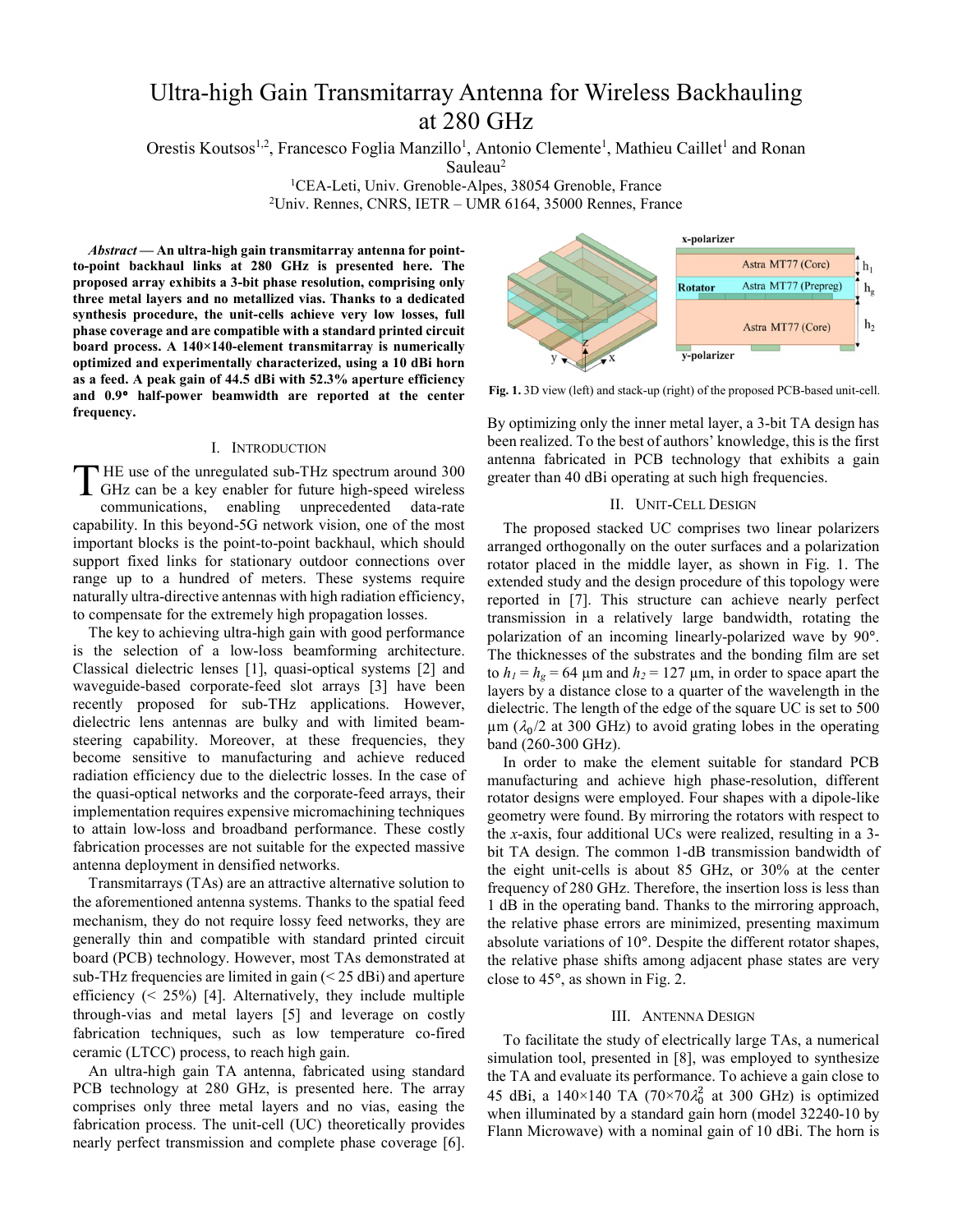# Ultra-high Gain Transmitarray Antenna for Wireless Backhauling at 280 GHz

Orestis Koutsos[1,2], Francesco Foglia Manzillo[1], Antonio Clemente[1], Mathieu Caillet[1] and Ronan Sauleau[2]

[1]CEA-Leti, Univ. Grenoble-Alpes, 38054 Grenoble, France

[2]Univ. Rennes, CNRS, IETR – UMR 6164, 35000 Rennes, France

***Abstract* — An ultra-high gain transmitarray antenna for point-to-point backhaul links at 280 GHz is presented here. The proposed array exhibits a 3-bit phase resolution, comprising only three metal layers and no metallized vias. Thanks to a dedicated synthesis procedure, the unit-cells achieve very low losses, full phase coverage and are compatible with a standard printed circuit board process. A 140×140-element transmitarray is numerically optimized and experimentally characterized, using a 10 dBi horn as a feed. A peak gain of 44.5 dBi with 52.3% aperture efficiency and 0.9° half-power beamwidth are reported at the center frequency.**

## I. Introduction

The use of the unregulated sub-THz spectrum around 300 GHz can be a key enabler for future high-speed wireless communications, enabling unprecedented data-rate capability. In this beyond-5G network vision, one of the most important blocks is the point-to-point backhaul, which should support fixed links for stationary outdoor connections over range up to a hundred of meters. These systems require naturally ultra-directive antennas with high radiation efficiency, to compensate for the extremely high propagation losses.

The key to achieving ultra-high gain with good performance is the selection of a low-loss beamforming architecture. Classical dielectric lenses [1], quasi-optical systems [2] and waveguide-based corporate-feed slot arrays [3] have been recently proposed for sub-THz applications. However, dielectric lens antennas are bulky and with limited beam-steering capability. Moreover, at these frequencies, they become sensitive to manufacturing and achieve reduced radiation efficiency due to the dielectric losses. In the case of the quasi-optical networks and the corporate-feed arrays, their implementation requires expensive micromachining techniques to attain low-loss and broadband performance. These costly fabrication processes are not suitable for the expected massive antenna deployment in densified networks.

Transmitarrays (TAs) are an attractive alternative solution to the aforementioned antenna systems. Thanks to the spatial feed mechanism, they do not require lossy feed networks, they are generally thin and compatible with standard printed circuit board (PCB) technology. However, most TAs demonstrated at sub-THz frequencies are limited in gain (< 25 dBi) and aperture efficiency (< 25%) [4]. Alternatively, they include multiple through-vias and metal layers [5] and leverage on costly fabrication techniques, such as low temperature co-fired ceramic (LTCC) process, to reach high gain.

An ultra-high gain TA antenna, fabricated using standard PCB technology at 280 GHz, is presented here. The array comprises only three metal layers and no vias, easing the fabrication process. The unit-cell (UC) theoretically provides nearly perfect transmission and complete phase coverage [6]. By optimizing only the inner metal layer, a 3-bit TA design has been realized. To the best of authors' knowledge, this is the first antenna fabricated in PCB technology that exhibits a gain greater than 40 dBi operating at such high frequencies.

**Fig. 1.** 3D view (left) and stack-up (right) of the proposed PCB-based unit-cell.

## II. Unit-Cell Design

The proposed stacked UC comprises two linear polarizers arranged orthogonally on the outer surfaces and a polarization rotator placed in the middle layer, as shown in Fig. 1. The extended study and the design procedure of this topology were reported in [7]. This structure can achieve nearly perfect transmission in a relatively large bandwidth, rotating the polarization of an incoming linearly-polarized wave by 90°. The thicknesses of the substrates and the bonding film are set to $h_1 = h_g = 64$ µm and $h_2 = 127$ µm, in order to space apart the layers by a distance close to a quarter of the wavelength in the dielectric. The length of the edge of the square UC is set to 500 µm ($\lambda_0/2$ at 300 GHz) to avoid grating lobes in the operating band (260-300 GHz).

In order to make the element suitable for standard PCB manufacturing and achieve high phase-resolution, different rotator designs were employed. Four shapes with a dipole-like geometry were found. By mirroring the rotators with respect to the *x*-axis, four additional UCs were realized, resulting in a 3-bit TA design. The common 1-dB transmission bandwidth of the eight unit-cells is about 85 GHz, or 30% at the center frequency of 280 GHz. Therefore, the insertion loss is less than 1 dB in the operating band. Thanks to the mirroring approach, the relative phase errors are minimized, presenting maximum absolute variations of 10°. Despite the different rotator shapes, the relative phase shifts among adjacent phase states are very close to 45°, as shown in Fig. 2.

## III. Antenna Design

To facilitate the study of electrically large TAs, a numerical simulation tool, presented in [8], was employed to synthesize the TA and evaluate its performance. To achieve a gain close to 45 dBi, a 140×140 TA ($70 \times 70 \lambda_0^2$ at 300 GHz) is optimized when illuminated by a standard gain horn (model 32240-10 by Flann Microwave) with a nominal gain of 10 dBi. The horn is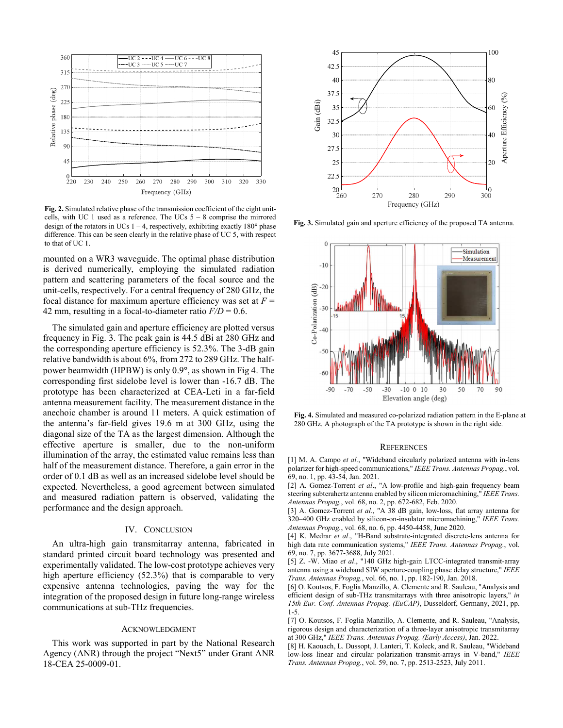360
315
270
225
180
135
90
45
0
Relative phase (deg)
220 230 240 250 260 270 280 290 300 310 320 330
Frequency (GHz)
UC 2 UC 4 UC 6 UC 8
UC 3 UC 5 UC 7

**Fig. 2.** Simulated relative phase of the transmission coefficient of the eight unit-cells, with UC 1 used as a reference. The UCs 5 – 8 comprise the mirrored design of the rotators in UCs 1 – 4, respectively, exhibiting exactly 180° phase difference. This can be seen clearly in the relative phase of UC 5, with respect to that of UC 1.

mounted on a WR3 waveguide. The optimal phase distribution is derived numerically, employing the simulated radiation pattern and scattering parameters of the focal source and the unit-cells, respectively. For a central frequency of 280 GHz, the focal distance for maximum aperture efficiency was set at $F$ = 42 mm, resulting in a focal-to-diameter ratio $F/D$ = 0.6.

The simulated gain and aperture efficiency are plotted versus frequency in Fig. 3. The peak gain is 44.5 dBi at 280 GHz and the corresponding aperture efficiency is 52.3%. The 3-dB gain relative bandwidth is about 6%, from 272 to 289 GHz. The half-power beamwidth (HPBW) is only 0.9°, as shown in Fig 4. The corresponding first sidelobe level is lower than -16.7 dB. The prototype has been characterized at CEA-Leti in a far-field antenna measurement facility. The measurement distance in the anechoic chamber is around 11 meters. A quick estimation of the antenna's far-field gives 19.6 m at 300 GHz, using the diagonal size of the TA as the largest dimension. Although the effective aperture is smaller, due to the non-uniform illumination of the array, the estimated value remains less than half of the measurement distance. Therefore, a gain error in the order of 0.1 dB as well as an increased sidelobe level should be expected. Nevertheless, a good agreement between simulated and measured radiation pattern is observed, validating the performance and the design approach.

## IV. Conclusion

An ultra-high gain transmitarray antenna, fabricated in standard printed circuit board technology was presented and experimentally validated. The low-cost prototype achieves very high aperture efficiency (52.3%) that is comparable to very expensive antenna technologies, paving the way for the integration of the proposed design in future long-range wireless communications at sub-THz frequencies.

## Acknowledgment

This work was supported in part by the National Research Agency (ANR) through the project "Next5" under Grant ANR 18-CEA 25-0009-01.

45
42.5
40
37.5
35
32.5
30
27.5
25
22.5
20
Gain (dBi)
100
80
60
40
20
0
Aperture Efficiency (%)
260 270 280 290 300
Frequency (GHz)

**Fig. 3.** Simulated gain and aperture efficiency of the proposed TA antenna.

0
-10
-20
-30
-40
-50
-60
Co-Polarization (dB)
-90 -70 -50 -30 -10 0 10 30 50 70 90
Elevation angle (deg)
-15
15
Simulation
Measurement

**Fig. 4.** Simulated and measured co-polarized radiation pattern in the E-plane at 280 GHz. A photograph of the TA prototype is shown in the right side.

## References

[1] M. A. Campo *et al.*, "Wideband circularly polarized antenna with in-lens polarizer for high-speed communications," *IEEE Trans. Antennas Propag.*, vol. 69, no. 1, pp. 43-54, Jan. 2021.

[2] A. Gomez-Torrent *et al.*, "A low-profile and high-gain frequency beam steering subterahertz antenna enabled by silicon micromachining," *IEEE Trans. Antennas Propag.*, vol. 68, no. 2, pp. 672-682, Feb. 2020.

[3] A. Gomez-Torrent *et al.*, "A 38 dB gain, low-loss, flat array antenna for 320–400 GHz enabled by silicon-on-insulator micromachining," *IEEE Trans. Antennas Propag.*, vol. 68, no. 6, pp. 4450-4458, June 2020.

[4] K. Medrar *et al.*, "H-Band substrate-integrated discrete-lens antenna for high data rate communication systems," *IEEE Trans. Antennas Propag.*, vol. 69, no. 7, pp. 3677-3688, July 2021.

[5] Z. -W. Miao *et al.*, "140 GHz high-gain LTCC-integrated transmit-array antenna using a wideband SIW aperture-coupling phase delay structure," *IEEE Trans. Antennas Propag.*, vol. 66, no. 1, pp. 182-190, Jan. 2018.

[6] O. Koutsos, F. Foglia Manzillo, A. Clemente and R. Sauleau, "Analysis and efficient design of sub-THz transmitarrays with three anisotropic layers," *in 15th Eur. Conf. Antennas Propag. (EuCAP)*, Dusseldorf, Germany, 2021, pp. 1-5.

[7] O. Koutsos, F. Foglia Manzillo, A. Clemente, and R. Sauleau, "Analysis, rigorous design and characterization of a three-layer anisotropic transmitarray at 300 GHz," *IEEE Trans. Antennas Propag. (Early Access)*, Jan. 2022.

[8] H. Kaouach, L. Dussopt, J. Lanteri, T. Koleck, and R. Sauleau, "Wideband low-loss linear and circular polarization transmit-arrays in V-band," *IEEE Trans. Antennas Propag.*, vol. 59, no. 7, pp. 2513-2523, July 2011.